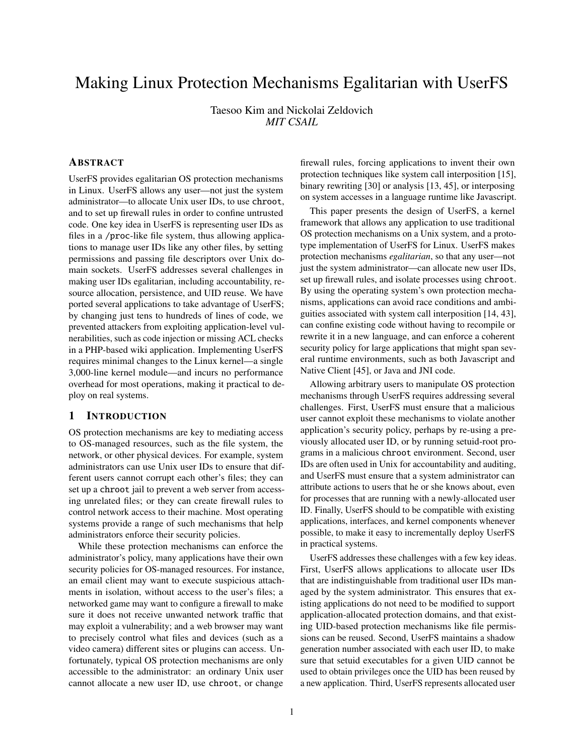# Making Linux Protection Mechanisms Egalitarian with UserFS

Taesoo Kim and Nickolai Zeldovich
*MIT CSAIL*

## Abstract

UserFS provides egalitarian OS protection mechanisms in Linux. UserFS allows any user—not just the system administrator—to allocate Unix user IDs, to use `chroot`, and to set up firewall rules in order to confine untrusted code. One key idea in UserFS is representing user IDs as files in a `/proc`-like file system, thus allowing applications to manage user IDs like any other files, by setting permissions and passing file descriptors over Unix domain sockets. UserFS addresses several challenges in making user IDs egalitarian, including accountability, resource allocation, persistence, and UID reuse. We have ported several applications to take advantage of UserFS; by changing just tens to hundreds of lines of code, we prevented attackers from exploiting application-level vulnerabilities, such as code injection or missing ACL checks in a PHP-based wiki application. Implementing UserFS requires minimal changes to the Linux kernel—a single 3,000-line kernel module—and incurs no performance overhead for most operations, making it practical to deploy on real systems.

## 1 Introduction

OS protection mechanisms are key to mediating access to OS-managed resources, such as the file system, the network, or other physical devices. For example, system administrators can use Unix user IDs to ensure that different users cannot corrupt each other's files; they can set up a `chroot` jail to prevent a web server from accessing unrelated files; or they can create firewall rules to control network access to their machine. Most operating systems provide a range of such mechanisms that help administrators enforce their security policies.

While these protection mechanisms can enforce the administrator's policy, many applications have their own security policies for OS-managed resources. For instance, an email client may want to execute suspicious attachments in isolation, without access to the user's files; a networked game may want to configure a firewall to make sure it does not receive unwanted network traffic that may exploit a vulnerability; and a web browser may want to precisely control what files and devices (such as a video camera) different sites or plugins can access. Unfortunately, typical OS protection mechanisms are only accessible to the administrator: an ordinary Unix user cannot allocate a new user ID, use `chroot`, or change firewall rules, forcing applications to invent their own protection techniques like system call interposition [15], binary rewriting [30] or analysis [13, 45], or interposing on system accesses in a language runtime like Javascript.

This paper presents the design of UserFS, a kernel framework that allows any application to use traditional OS protection mechanisms on a Unix system, and a prototype implementation of UserFS for Linux. UserFS makes protection mechanisms *egalitarian*, so that any user—not just the system administrator—can allocate new user IDs, set up firewall rules, and isolate processes using `chroot`. By using the operating system's own protection mechanisms, applications can avoid race conditions and ambiguities associated with system call interposition [14, 43], can confine existing code without having to recompile or rewrite it in a new language, and can enforce a coherent security policy for large applications that might span several runtime environments, such as both Javascript and Native Client [45], or Java and JNI code.

Allowing arbitrary users to manipulate OS protection mechanisms through UserFS requires addressing several challenges. First, UserFS must ensure that a malicious user cannot exploit these mechanisms to violate another application's security policy, perhaps by re-using a previously allocated user ID, or by running setuid-root programs in a malicious `chroot` environment. Second, user IDs are often used in Unix for accountability and auditing, and UserFS must ensure that a system administrator can attribute actions to users that he or she knows about, even for processes that are running with a newly-allocated user ID. Finally, UserFS should to be compatible with existing applications, interfaces, and kernel components whenever possible, to make it easy to incrementally deploy UserFS in practical systems.

UserFS addresses these challenges with a few key ideas. First, UserFS allows applications to allocate user IDs that are indistinguishable from traditional user IDs managed by the system administrator. This ensures that existing applications do not need to be modified to support application-allocated protection domains, and that existing UID-based protection mechanisms like file permissions can be reused. Second, UserFS maintains a shadow generation number associated with each user ID, to make sure that setuid executables for a given UID cannot be used to obtain privileges once the UID has been reused by a new application. Third, UserFS represents allocated user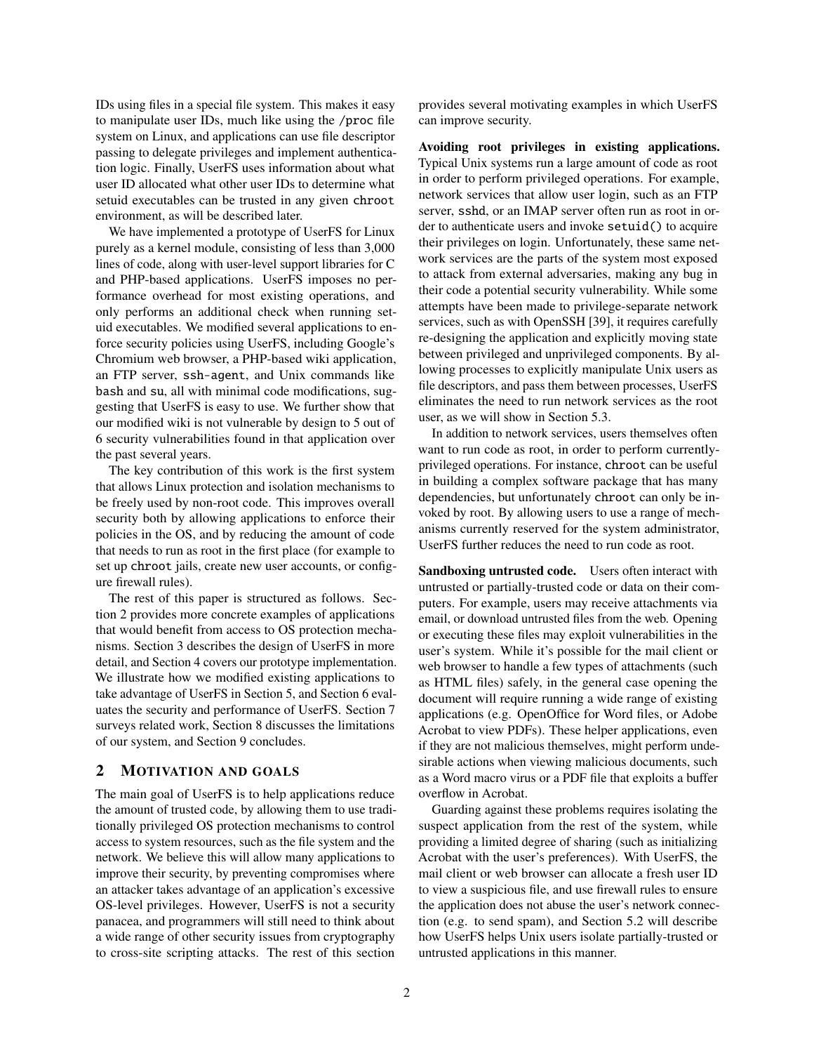IDs using files in a special file system. This makes it easy to manipulate user IDs, much like using the /proc file system on Linux, and applications can use file descriptor passing to delegate privileges and implement authentication logic. Finally, UserFS uses information about what user ID allocated what other user IDs to determine what setuid executables can be trusted in any given chroot environment, as will be described later.

We have implemented a prototype of UserFS for Linux purely as a kernel module, consisting of less than 3,000 lines of code, along with user-level support libraries for C and PHP-based applications. UserFS imposes no performance overhead for most existing operations, and only performs an additional check when running setuid executables. We modified several applications to enforce security policies using UserFS, including Google's Chromium web browser, a PHP-based wiki application, an FTP server, ssh-agent, and Unix commands like bash and su, all with minimal code modifications, suggesting that UserFS is easy to use. We further show that our modified wiki is not vulnerable by design to 5 out of 6 security vulnerabilities found in that application over the past several years.

The key contribution of this work is the first system that allows Linux protection and isolation mechanisms to be freely used by non-root code. This improves overall security both by allowing applications to enforce their policies in the OS, and by reducing the amount of code that needs to run as root in the first place (for example to set up chroot jails, create new user accounts, or configure firewall rules).

The rest of this paper is structured as follows. Section 2 provides more concrete examples of applications that would benefit from access to OS protection mechanisms. Section 3 describes the design of UserFS in more detail, and Section 4 covers our prototype implementation. We illustrate how we modified existing applications to take advantage of UserFS in Section 5, and Section 6 evaluates the security and performance of UserFS. Section 7 surveys related work, Section 8 discusses the limitations of our system, and Section 9 concludes.

## 2 Motivation and Goals

The main goal of UserFS is to help applications reduce the amount of trusted code, by allowing them to use traditionally privileged OS protection mechanisms to control access to system resources, such as the file system and the network. We believe this will allow many applications to improve their security, by preventing compromises where an attacker takes advantage of an application's excessive OS-level privileges. However, UserFS is not a security panacea, and programmers will still need to think about a wide range of other security issues from cryptography to cross-site scripting attacks. The rest of this section provides several motivating examples in which UserFS can improve security.

**Avoiding root privileges in existing applications.** Typical Unix systems run a large amount of code as root in order to perform privileged operations. For example, network services that allow user login, such as an FTP server, sshd, or an IMAP server often run as root in order to authenticate users and invoke setuid() to acquire their privileges on login. Unfortunately, these same network services are the parts of the system most exposed to attack from external adversaries, making any bug in their code a potential security vulnerability. While some attempts have been made to privilege-separate network services, such as with OpenSSH [39], it requires carefully re-designing the application and explicitly moving state between privileged and unprivileged components. By allowing processes to explicitly manipulate Unix users as file descriptors, and pass them between processes, UserFS eliminates the need to run network services as the root user, as we will show in Section 5.3.

In addition to network services, users themselves often want to run code as root, in order to perform currently-privileged operations. For instance, chroot can be useful in building a complex software package that has many dependencies, but unfortunately chroot can only be invoked by root. By allowing users to use a range of mechanisms currently reserved for the system administrator, UserFS further reduces the need to run code as root.

**Sandboxing untrusted code.** Users often interact with untrusted or partially-trusted code or data on their computers. For example, users may receive attachments via email, or download untrusted files from the web. Opening or executing these files may exploit vulnerabilities in the user's system. While it's possible for the mail client or web browser to handle a few types of attachments (such as HTML files) safely, in the general case opening the document will require running a wide range of existing applications (e.g. OpenOffice for Word files, or Adobe Acrobat to view PDFs). These helper applications, even if they are not malicious themselves, might perform undesirable actions when viewing malicious documents, such as a Word macro virus or a PDF file that exploits a buffer overflow in Acrobat.

Guarding against these problems requires isolating the suspect application from the rest of the system, while providing a limited degree of sharing (such as initializing Acrobat with the user's preferences). With UserFS, the mail client or web browser can allocate a fresh user ID to view a suspicious file, and use firewall rules to ensure the application does not abuse the user's network connection (e.g. to send spam), and Section 5.2 will describe how UserFS helps Unix users isolate partially-trusted or untrusted applications in this manner.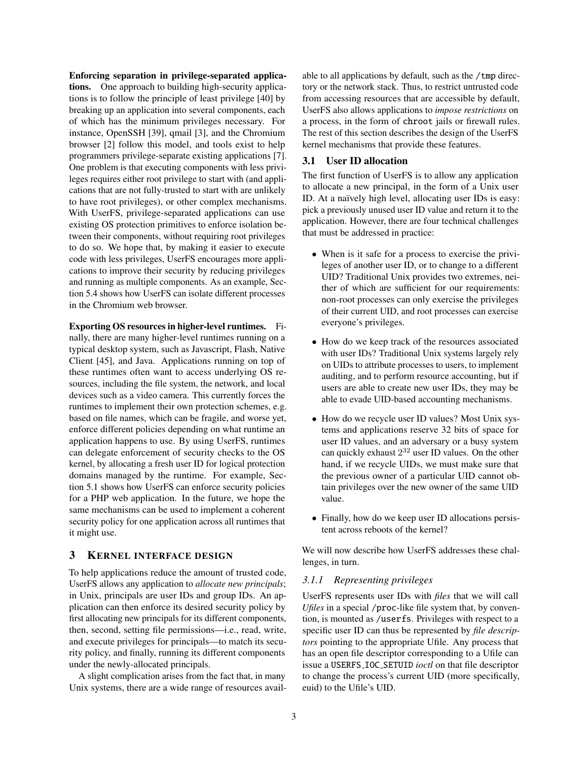**Enforcing separation in privilege-separated applications.** One approach to building high-security applications is to follow the principle of least privilege [40] by breaking up an application into several components, each of which has the minimum privileges necessary. For instance, OpenSSH [39], qmail [3], and the Chromium browser [2] follow this model, and tools exist to help programmers privilege-separate existing applications [7]. One problem is that executing components with less privileges requires either root privilege to start with (and applications that are not fully-trusted to start with are unlikely to have root privileges), or other complex mechanisms. With UserFS, privilege-separated applications can use existing OS protection primitives to enforce isolation between their components, without requiring root privileges to do so. We hope that, by making it easier to execute code with less privileges, UserFS encourages more applications to improve their security by reducing privileges and running as multiple components. As an example, Section 5.4 shows how UserFS can isolate different processes in the Chromium web browser.

**Exporting OS resources in higher-level runtimes.** Finally, there are many higher-level runtimes running on a typical desktop system, such as Javascript, Flash, Native Client [45], and Java. Applications running on top of these runtimes often want to access underlying OS resources, including the file system, the network, and local devices such as a video camera. This currently forces the runtimes to implement their own protection schemes, e.g. based on file names, which can be fragile, and worse yet, enforce different policies depending on what runtime an application happens to use. By using UserFS, runtimes can delegate enforcement of security checks to the OS kernel, by allocating a fresh user ID for logical protection domains managed by the runtime. For example, Section 5.1 shows how UserFS can enforce security policies for a PHP web application. In the future, we hope the same mechanisms can be used to implement a coherent security policy for one application across all runtimes that it might use.

# 3 Kernel interface design

To help applications reduce the amount of trusted code, UserFS allows any application to *allocate new principals*; in Unix, principals are user IDs and group IDs. An application can then enforce its desired security policy by first allocating new principals for its different components, then, second, setting file permissions—i.e., read, write, and execute privileges for principals—to match its security policy, and finally, running its different components under the newly-allocated principals.

A slight complication arises from the fact that, in many Unix systems, there are a wide range of resources available to all applications by default, such as the /tmp directory or the network stack. Thus, to restrict untrusted code from accessing resources that are accessible by default, UserFS also allows applications to *impose restrictions* on a process, in the form of chroot jails or firewall rules. The rest of this section describes the design of the UserFS kernel mechanisms that provide these features.

## 3.1 User ID allocation

The first function of UserFS is to allow any application to allocate a new principal, in the form of a Unix user ID. At a naïvely high level, allocating user IDs is easy: pick a previously unused user ID value and return it to the application. However, there are four technical challenges that must be addressed in practice:

- When is it safe for a process to exercise the privileges of another user ID, or to change to a different UID? Traditional Unix provides two extremes, neither of which are sufficient for our requirements: non-root processes can only exercise the privileges of their current UID, and root processes can exercise everyone's privileges.
- How do we keep track of the resources associated with user IDs? Traditional Unix systems largely rely on UIDs to attribute processes to users, to implement auditing, and to perform resource accounting, but if users are able to create new user IDs, they may be able to evade UID-based accounting mechanisms.
- How do we recycle user ID values? Most Unix systems and applications reserve 32 bits of space for user ID values, and an adversary or a busy system can quickly exhaust $2^{32}$ user ID values. On the other hand, if we recycle UIDs, we must make sure that the previous owner of a particular UID cannot obtain privileges over the new owner of the same UID value.
- Finally, how do we keep user ID allocations persistent across reboots of the kernel?

We will now describe how UserFS addresses these challenges, in turn.

### 3.1.1 Representing privileges

UserFS represents user IDs with *files* that we will call *Ufiles* in a special /proc-like file system that, by convention, is mounted as /userfs. Privileges with respect to a specific user ID can thus be represented by *file descriptors* pointing to the appropriate Ufile. Any process that has an open file descriptor corresponding to a Ufile can issue a USERFS_IOC_SETUID *ioctl* on that file descriptor to change the process's current UID (more specifically, euid) to the Ufile's UID.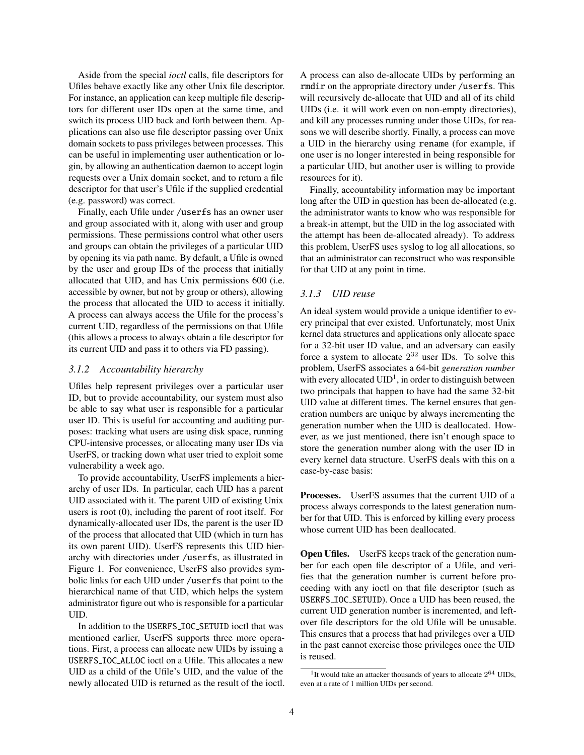Aside from the special *ioctl* calls, file descriptors for Ufiles behave exactly like any other Unix file descriptor. For instance, an application can keep multiple file descriptors for different user IDs open at the same time, and switch its process UID back and forth between them. Applications can also use file descriptor passing over Unix domain sockets to pass privileges between processes. This can be useful in implementing user authentication or login, by allowing an authentication daemon to accept login requests over a Unix domain socket, and to return a file descriptor for that user's Ufile if the supplied credential (e.g. password) was correct.

Finally, each Ufile under `/userfs` has an owner user and group associated with it, along with user and group permissions. These permissions control what other users and groups can obtain the privileges of a particular UID by opening its via path name. By default, a Ufile is owned by the user and group IDs of the process that initially allocated that UID, and has Unix permissions 600 (i.e. accessible by owner, but not by group or others), allowing the process that allocated the UID to access it initially. A process can always access the Ufile for the process's current UID, regardless of the permissions on that Ufile (this allows a process to always obtain a file descriptor for its current UID and pass it to others via FD passing).

### 3.1.2 Accountability hierarchy

Ufiles help represent privileges over a particular user ID, but to provide accountability, our system must also be able to say what user is responsible for a particular user ID. This is useful for accounting and auditing purposes: tracking what users are using disk space, running CPU-intensive processes, or allocating many user IDs via UserFS, or tracking down what user tried to exploit some vulnerability a week ago.

To provide accountability, UserFS implements a hierarchy of user IDs. In particular, each UID has a parent UID associated with it. The parent UID of existing Unix users is root (0), including the parent of root itself. For dynamically-allocated user IDs, the parent is the user ID of the process that allocated that UID (which in turn has its own parent UID). UserFS represents this UID hierarchy with directories under `/userfs`, as illustrated in Figure 1. For convenience, UserFS also provides symbolic links for each UID under `/userfs` that point to the hierarchical name of that UID, which helps the system administrator figure out who is responsible for a particular UID.

In addition to the `USERFS_IOC_SETUID` ioctl that was mentioned earlier, UserFS supports three more operations. First, a process can allocate new UIDs by issuing a `USERFS_IOC_ALLOC` ioctl on a Ufile. This allocates a new UID as a child of the Ufile's UID, and the value of the newly allocated UID is returned as the result of the ioctl. A process can also de-allocate UIDs by performing an `rmdir` on the appropriate directory under `/userfs`. This will recursively de-allocate that UID and all of its child UIDs (i.e. it will work even on non-empty directories), and kill any processes running under those UIDs, for reasons we will describe shortly. Finally, a process can move a UID in the hierarchy using `rename` (for example, if one user is no longer interested in being responsible for a particular UID, but another user is willing to provide resources for it).

Finally, accountability information may be important long after the UID in question has been de-allocated (e.g. the administrator wants to know who was responsible for a break-in attempt, but the UID in the log associated with the attempt has been de-allocated already). To address this problem, UserFS uses syslog to log all allocations, so that an administrator can reconstruct who was responsible for that UID at any point in time.

### 3.1.3 UID reuse

An ideal system would provide a unique identifier to every principal that ever existed. Unfortunately, most Unix kernel data structures and applications only allocate space for a 32-bit user ID value, and an adversary can easily force a system to allocate $2^{32}$ user IDs. To solve this problem, UserFS associates a 64-bit *generation number* with every allocated UID[1], in order to distinguish between two principals that happen to have had the same 32-bit UID value at different times. The kernel ensures that generation numbers are unique by always incrementing the generation number when the UID is deallocated. However, as we just mentioned, there isn't enough space to store the generation number along with the user ID in every kernel data structure. UserFS deals with this on a case-by-case basis:

**Processes.** UserFS assumes that the current UID of a process always corresponds to the latest generation number for that UID. This is enforced by killing every process whose current UID has been deallocated.

**Open Ufiles.** UserFS keeps track of the generation number for each open file descriptor of a Ufile, and verifies that the generation number is current before proceeding with any ioctl on that file descriptor (such as `USERFS_IOC_SETUID`). Once a UID has been reused, the current UID generation number is incremented, and leftover file descriptors for the old Ufile will be unusable. This ensures that a process that had privileges over a UID in the past cannot exercise those privileges once the UID is reused.

[1] It would take an attacker thousands of years to allocate $2^{64}$ UIDs, even at a rate of 1 million UIDs per second.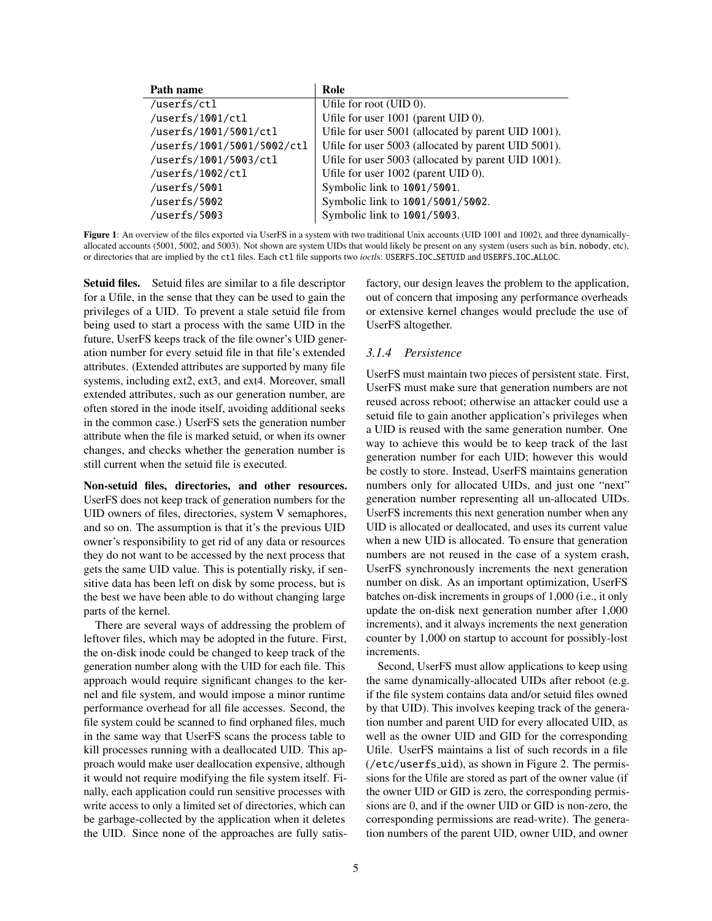| Path name | Role |
|---|---|
| /userfs/ctl | Ufile for root (UID 0). |
| /userfs/1001/ctl | Ufile for user 1001 (parent UID 0). |
| /userfs/1001/5001/ctl | Ufile for user 5001 (allocated by parent UID 1001). |
| /userfs/1001/5001/5002/ctl | Ufile for user 5003 (allocated by parent UID 5001). |
| /userfs/1001/5003/ctl | Ufile for user 5003 (allocated by parent UID 1001). |
| /userfs/1002/ctl | Ufile for user 1002 (parent UID 0). |
| /userfs/5001 | Symbolic link to 1001/5001. |
| /userfs/5002 | Symbolic link to 1001/5001/5002. |
| /userfs/5003 | Symbolic link to 1001/5003. |

**Figure 1**: An overview of the files exported via UserFS in a system with two traditional Unix accounts (UID 1001 and 1002), and three dynamically-allocated accounts (5001, 5002, and 5003). Not shown are system UIDs that would likely be present on any system (users such as bin, nobody, etc), or directories that are implied by the ctl files. Each ctl file supports two *ioctl*s: USERFS_IOC_SETUID and USERFS_IOC_ALLOC.

**Setuid files.** Setuid files are similar to a file descriptor for a Ufile, in the sense that they can be used to gain the privileges of a UID. To prevent a stale setuid file from being used to start a process with the same UID in the future, UserFS keeps track of the file owner's UID generation number for every setuid file in that file's extended attributes. (Extended attributes are supported by many file systems, including ext2, ext3, and ext4. Moreover, small extended attributes, such as our generation number, are often stored in the inode itself, avoiding additional seeks in the common case.) UserFS sets the generation number attribute when the file is marked setuid, or when its owner changes, and checks whether the generation number is still current when the setuid file is executed.

**Non-setuid files, directories, and other resources.** UserFS does not keep track of generation numbers for the UID owners of files, directories, system V semaphores, and so on. The assumption is that it's the previous UID owner's responsibility to get rid of any data or resources they do not want to be accessed by the next process that gets the same UID value. This is potentially risky, if sensitive data has been left on disk by some process, but is the best we have been able to do without changing large parts of the kernel.

There are several ways of addressing the problem of leftover files, which may be adopted in the future. First, the on-disk inode could be changed to keep track of the generation number along with the UID for each file. This approach would require significant changes to the kernel and file system, and would impose a minor runtime performance overhead for all file accesses. Second, the file system could be scanned to find orphaned files, much in the same way that UserFS scans the process table to kill processes running with a deallocated UID. This approach would make user deallocation expensive, although it would not require modifying the file system itself. Finally, each application could run sensitive processes with write access to only a limited set of directories, which can be garbage-collected by the application when it deletes the UID. Since none of the approaches are fully satisfactory, our design leaves the problem to the application, out of concern that imposing any performance overheads or extensive kernel changes would preclude the use of UserFS altogether.

#### 3.1.4 Persistence

UserFS must maintain two pieces of persistent state. First, UserFS must make sure that generation numbers are not reused across reboot; otherwise an attacker could use a setuid file to gain another application's privileges when a UID is reused with the same generation number. One way to achieve this would be to keep track of the last generation number for each UID; however this would be costly to store. Instead, UserFS maintains generation numbers only for allocated UIDs, and just one "next" generation number representing all un-allocated UIDs. UserFS increments this next generation number when any UID is allocated or deallocated, and uses its current value when a new UID is allocated. To ensure that generation numbers are not reused in the case of a system crash, UserFS synchronously increments the next generation number on disk. As an important optimization, UserFS batches on-disk increments in groups of 1,000 (i.e., it only update the on-disk next generation number after 1,000 increments), and it always increments the next generation counter by 1,000 on startup to account for possibly-lost increments.

Second, UserFS must allow applications to keep using the same dynamically-allocated UIDs after reboot (e.g. if the file system contains data and/or setuid files owned by that UID). This involves keeping track of the generation number and parent UID for every allocated UID, as well as the owner UID and GID for the corresponding Ufile. UserFS maintains a list of such records in a file (/etc/userfs_uid), as shown in Figure 2. The permissions for the Ufile are stored as part of the owner value (if the owner UID or GID is zero, the corresponding permissions are 0, and if the owner UID or GID is non-zero, the corresponding permissions are read-write). The generation numbers of the parent UID, owner UID, and owner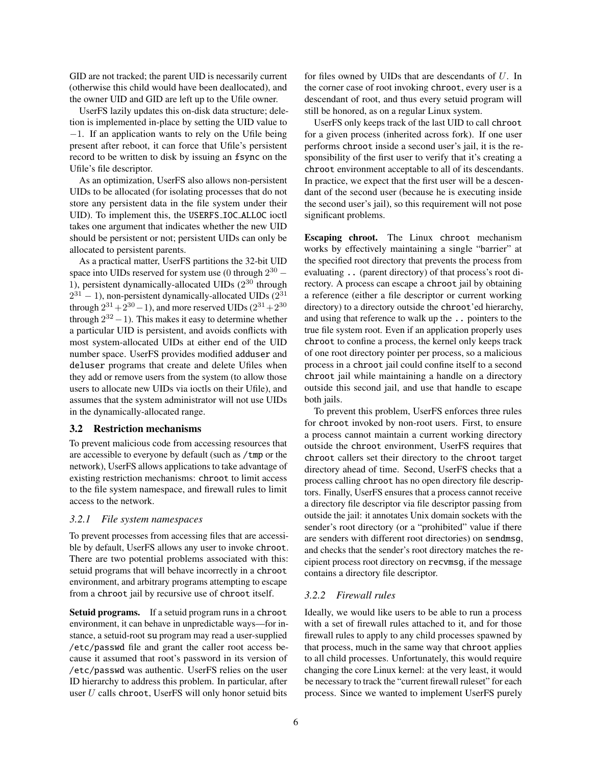GID are not tracked; the parent UID is necessarily current (otherwise this child would have been deallocated), and the owner UID and GID are left up to the Ufile owner.

UserFS lazily updates this on-disk data structure; deletion is implemented in-place by setting the UID value to $-1$. If an application wants to rely on the Ufile being present after reboot, it can force that Ufile's persistent record to be written to disk by issuing an `fsync` on the Ufile's file descriptor.

As an optimization, UserFS also allows non-persistent UIDs to be allocated (for isolating processes that do not store any persistent data in the file system under their UID). To implement this, the USERFS_IOC_ALLOC ioctl takes one argument that indicates whether the new UID should be persistent or not; persistent UIDs can only be allocated to persistent parents.

As a practical matter, UserFS partitions the 32-bit UID space into UIDs reserved for system use (0 through $2^{30}-1$), persistent dynamically-allocated UIDs ($2^{30}$ through $2^{31}-1$), non-persistent dynamically-allocated UIDs ($2^{31}$ through $2^{31}+2^{30}-1$), and more reserved UIDs ($2^{31}+2^{30}$ through $2^{32}-1$). This makes it easy to determine whether a particular UID is persistent, and avoids conflicts with most system-allocated UIDs at either end of the UID number space. UserFS provides modified `adduser` and `deluser` programs that create and delete Ufiles when they add or remove users from the system (to allow those users to allocate new UIDs via ioctls on their Ufile), and assumes that the system administrator will not use UIDs in the dynamically-allocated range.

## 3.2 Restriction mechanisms

To prevent malicious code from accessing resources that are accessible to everyone by default (such as `/tmp` or the network), UserFS allows applications to take advantage of existing restriction mechanisms: `chroot` to limit access to the file system namespace, and firewall rules to limit access to the network.

### 3.2.1 *File system namespaces*

To prevent processes from accessing files that are accessible by default, UserFS allows any user to invoke `chroot`. There are two potential problems associated with this: setuid programs that will behave incorrectly in a `chroot` environment, and arbitrary programs attempting to escape from a `chroot` jail by recursive use of `chroot` itself.

**Setuid programs.** If a setuid program runs in a `chroot` environment, it can behave in unpredictable ways—for instance, a setuid-root `su` program may read a user-supplied `/etc/passwd` file and grant the caller root access because it assumed that root's password in its version of `/etc/passwd` was authentic. UserFS relies on the user ID hierarchy to address this problem. In particular, after user $U$ calls `chroot`, UserFS will only honor setuid bits for files owned by UIDs that are descendants of $U$. In the corner case of root invoking `chroot`, every user is a descendant of root, and thus every setuid program will still be honored, as on a regular Linux system.

UserFS only keeps track of the last UID to call `chroot` for a given process (inherited across fork). If one user performs `chroot` inside a second user's jail, it is the responsibility of the first user to verify that it's creating a `chroot` environment acceptable to all of its descendants. In practice, we expect that the first user will be a descendant of the second user (because he is executing inside the second user's jail), so this requirement will not pose significant problems.

**Escaping chroot.** The Linux `chroot` mechanism works by effectively maintaining a single "barrier" at the specified root directory that prevents the process from evaluating `..` (parent directory) of that process's root directory. A process can escape a `chroot` jail by obtaining a reference (either a file descriptor or current working directory) to a directory outside the `chroot`'ed hierarchy, and using that reference to walk up the `..` pointers to the true file system root. Even if an application properly uses `chroot` to confine a process, the kernel only keeps track of one root directory pointer per process, so a malicious process in a `chroot` jail could confine itself to a second `chroot` jail while maintaining a handle on a directory outside this second jail, and use that handle to escape both jails.

To prevent this problem, UserFS enforces three rules for `chroot` invoked by non-root users. First, to ensure a process cannot maintain a current working directory outside the `chroot` environment, UserFS requires that `chroot` callers set their directory to the `chroot` target directory ahead of time. Second, UserFS checks that a process calling `chroot` has no open directory file descriptors. Finally, UserFS ensures that a process cannot receive a directory file descriptor via file descriptor passing from outside the jail: it annotates Unix domain sockets with the sender's root directory (or a "prohibited" value if there are senders with different root directories) on `sendmsg`, and checks that the sender's root directory matches the recipient process root directory on `recvmsg`, if the message contains a directory file descriptor.

### 3.2.2 *Firewall rules*

Ideally, we would like users to be able to run a process with a set of firewall rules attached to it, and for those firewall rules to apply to any child processes spawned by that process, much in the same way that `chroot` applies to all child processes. Unfortunately, this would require changing the core Linux kernel: at the very least, it would be necessary to track the "current firewall ruleset" for each process. Since we wanted to implement UserFS purely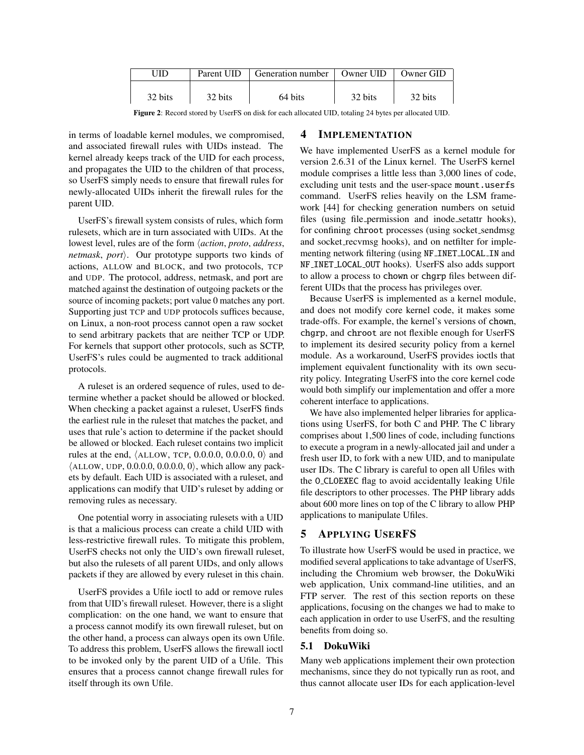| UID | Parent UID | Generation number | Owner UID | Owner GID |
| --- | --- | --- | --- | --- |
| 32 bits | 32 bits | 64 bits | 32 bits | 32 bits |

**Figure 2**: Record stored by UserFS on disk for each allocated UID, totaling 24 bytes per allocated UID.

in terms of loadable kernel modules, we compromised, and associated firewall rules with UIDs instead. The kernel already keeps track of the UID for each process, and propagates the UID to the children of that process, so UserFS simply needs to ensure that firewall rules for newly-allocated UIDs inherit the firewall rules for the parent UID.

UserFS's firewall system consists of rules, which form rulesets, which are in turn associated with UIDs. At the lowest level, rules are of the form ⟨*action*, *proto*, *address*, *netmask*, *port*⟩. Our prototype supports two kinds of actions, ALLOW and BLOCK, and two protocols, TCP and UDP. The protocol, address, netmask, and port are matched against the destination of outgoing packets or the source of incoming packets; port value 0 matches any port. Supporting just TCP and UDP protocols suffices because, on Linux, a non-root process cannot open a raw socket to send arbitrary packets that are neither TCP or UDP. For kernels that support other protocols, such as SCTP, UserFS's rules could be augmented to track additional protocols.

A ruleset is an ordered sequence of rules, used to determine whether a packet should be allowed or blocked. When checking a packet against a ruleset, UserFS finds the earliest rule in the ruleset that matches the packet, and uses that rule's action to determine if the packet should be allowed or blocked. Each ruleset contains two implicit rules at the end, ⟨ALLOW, TCP, 0.0.0.0, 0.0.0.0, 0⟩ and ⟨ALLOW, UDP, 0.0.0.0, 0.0.0.0, 0⟩, which allow any packets by default. Each UID is associated with a ruleset, and applications can modify that UID's ruleset by adding or removing rules as necessary.

One potential worry in associating rulesets with a UID is that a malicious process can create a child UID with less-restrictive firewall rules. To mitigate this problem, UserFS checks not only the UID's own firewall ruleset, but also the rulesets of all parent UIDs, and only allows packets if they are allowed by every ruleset in this chain.

UserFS provides a Ufile ioctl to add or remove rules from that UID's firewall ruleset. However, there is a slight complication: on the one hand, we want to ensure that a process cannot modify its own firewall ruleset, but on the other hand, a process can always open its own Ufile. To address this problem, UserFS allows the firewall ioctl to be invoked only by the parent UID of a Ufile. This ensures that a process cannot change firewall rules for itself through its own Ufile.

## 4 Implementation

We have implemented UserFS as a kernel module for version 2.6.31 of the Linux kernel. The UserFS kernel module comprises a little less than 3,000 lines of code, excluding unit tests and the user-space `mount.userfs` command. UserFS relies heavily on the LSM framework [44] for checking generation numbers on setuid files (using file_permission and inode_setattr hooks), for confining `chroot` processes (using socket_sendmsg and socket_recvmsg hooks), and on netfilter for implementing network filtering (using `NF_INET_LOCAL_IN` and `NF_INET_LOCAL_OUT` hooks). UserFS also adds support to allow a process to `chown` or `chgrp` files between different UIDs that the process has privileges over.

Because UserFS is implemented as a kernel module, and does not modify core kernel code, it makes some trade-offs. For example, the kernel's versions of `chown`, `chgrp`, and `chroot` are not flexible enough for UserFS to implement its desired security policy from a kernel module. As a workaround, UserFS provides ioctls that implement equivalent functionality with its own security policy. Integrating UserFS into the core kernel code would both simplify our implementation and offer a more coherent interface to applications.

We have also implemented helper libraries for applications using UserFS, for both C and PHP. The C library comprises about 1,500 lines of code, including functions to execute a program in a newly-allocated jail and under a fresh user ID, to fork with a new UID, and to manipulate user IDs. The C library is careful to open all Ufiles with the `O_CLOEXEC` flag to avoid accidentally leaking Ufile file descriptors to other processes. The PHP library adds about 600 more lines on top of the C library to allow PHP applications to manipulate Ufiles.

## 5 Applying UserFS

To illustrate how UserFS would be used in practice, we modified several applications to take advantage of UserFS, including the Chromium web browser, the DokuWiki web application, Unix command-line utilities, and an FTP server. The rest of this section reports on these applications, focusing on the changes we had to make to each application in order to use UserFS, and the resulting benefits from doing so.

### 5.1 DokuWiki

Many web applications implement their own protection mechanisms, since they do not typically run as root, and thus cannot allocate user IDs for each application-level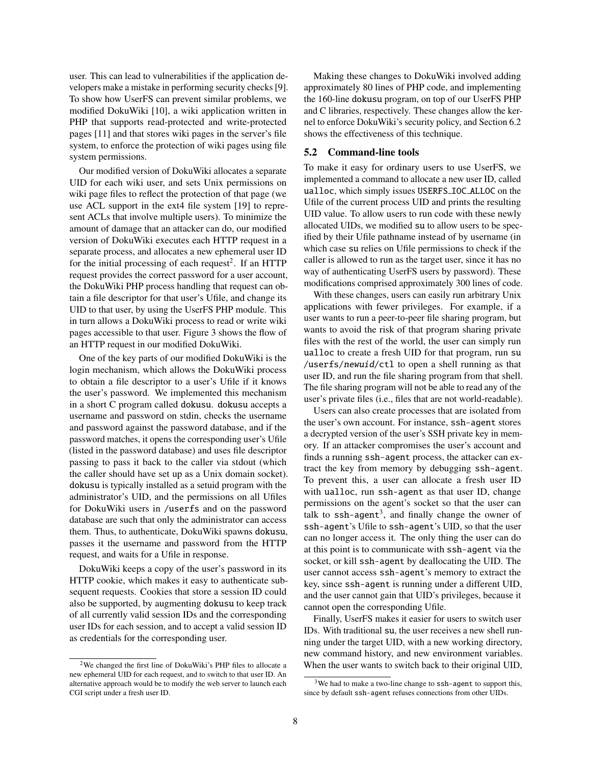user. This can lead to vulnerabilities if the application developers make a mistake in performing security checks [9]. To show how UserFS can prevent similar problems, we modified DokuWiki [10], a wiki application written in PHP that supports read-protected and write-protected pages [11] and that stores wiki pages in the server's file system, to enforce the protection of wiki pages using file system permissions.

Our modified version of DokuWiki allocates a separate UID for each wiki user, and sets Unix permissions on wiki page files to reflect the protection of that page (we use ACL support in the ext4 file system [19] to represent ACLs that involve multiple users). To minimize the amount of damage that an attacker can do, our modified version of DokuWiki executes each HTTP request in a separate process, and allocates a new ephemeral user ID for the initial processing of each request[2]. If an HTTP request provides the correct password for a user account, the DokuWiki PHP process handling that request can obtain a file descriptor for that user's Ufile, and change its UID to that user, by using the UserFS PHP module. This in turn allows a DokuWiki process to read or write wiki pages accessible to that user. Figure 3 shows the flow of an HTTP request in our modified DokuWiki.

One of the key parts of our modified DokuWiki is the login mechanism, which allows the DokuWiki process to obtain a file descriptor to a user's Ufile if it knows the user's password. We implemented this mechanism in a short C program called `dokusu`. `dokusu` accepts a username and password on stdin, checks the username and password against the password database, and if the password matches, it opens the corresponding user's Ufile (listed in the password database) and uses file descriptor passing to pass it back to the caller via stdout (which the caller should have set up as a Unix domain socket). `dokusu` is typically installed as a setuid program with the administrator's UID, and the permissions on all Ufiles for DokuWiki users in `/userfs` and on the password database are such that only the administrator can access them. Thus, to authenticate, DokuWiki spawns `dokusu`, passes it the username and password from the HTTP request, and waits for a Ufile in response.

DokuWiki keeps a copy of the user's password in its HTTP cookie, which makes it easy to authenticate subsequent requests. Cookies that store a session ID could also be supported, by augmenting `dokusu` to keep track of all currently valid session IDs and the corresponding user IDs for each session, and to accept a valid session ID as credentials for the corresponding user.

Making these changes to DokuWiki involved adding approximately 80 lines of PHP code, and implementing the 160-line `dokusu` program, on top of our UserFS PHP and C libraries, respectively. These changes allow the kernel to enforce DokuWiki's security policy, and Section 6.2 shows the effectiveness of this technique.

## 5.2 Command-line tools

To make it easy for ordinary users to use UserFS, we implemented a command to allocate a new user ID, called `ualloc`, which simply issues `USERFS_IOC_ALLOC` on the Ufile of the current process UID and prints the resulting UID value. To allow users to run code with these newly allocated UIDs, we modified `su` to allow users to be specified by their Ufile pathname instead of by username (in which case `su` relies on Ufile permissions to check if the caller is allowed to run as the target user, since it has no way of authenticating UserFS users by password). These modifications comprised approximately 300 lines of code.

With these changes, users can easily run arbitrary Unix applications with fewer privileges. For example, if a user wants to run a peer-to-peer file sharing program, but wants to avoid the risk of that program sharing private files with the rest of the world, the user can simply run `ualloc` to create a fresh UID for that program, run `su /userfs/newuid/ctl` to open a shell running as that user ID, and run the file sharing program from that shell. The file sharing program will not be able to read any of the user's private files (i.e., files that are not world-readable).

Users can also create processes that are isolated from the user's own account. For instance, `ssh-agent` stores a decrypted version of the user's SSH private key in memory. If an attacker compromises the user's account and finds a running `ssh-agent` process, the attacker can extract the key from memory by debugging `ssh-agent`. To prevent this, a user can allocate a fresh user ID with `ualloc`, run `ssh-agent` as that user ID, change permissions on the agent's socket so that the user can talk to `ssh-agent`[3], and finally change the owner of `ssh-agent`'s Ufile to `ssh-agent`'s UID, so that the user can no longer access it. The only thing the user can do at this point is to communicate with `ssh-agent` via the socket, or kill `ssh-agent` by deallocating the UID. The user cannot access `ssh-agent`'s memory to extract the key, since `ssh-agent` is running under a different UID, and the user cannot gain that UID's privileges, because it cannot open the corresponding Ufile.

Finally, UserFS makes it easier for users to switch user IDs. With traditional `su`, the user receives a new shell running under the target UID, with a new working directory, new command history, and new environment variables. When the user wants to switch back to their original UID,

---

[2] We changed the first line of DokuWiki's PHP files to allocate a new ephemeral UID for each request, and to switch to that user ID. An alternative approach would be to modify the web server to launch each CGI script under a fresh user ID.

[3] We had to make a two-line change to `ssh-agent` to support this, since by default `ssh-agent` refuses connections from other UIDs.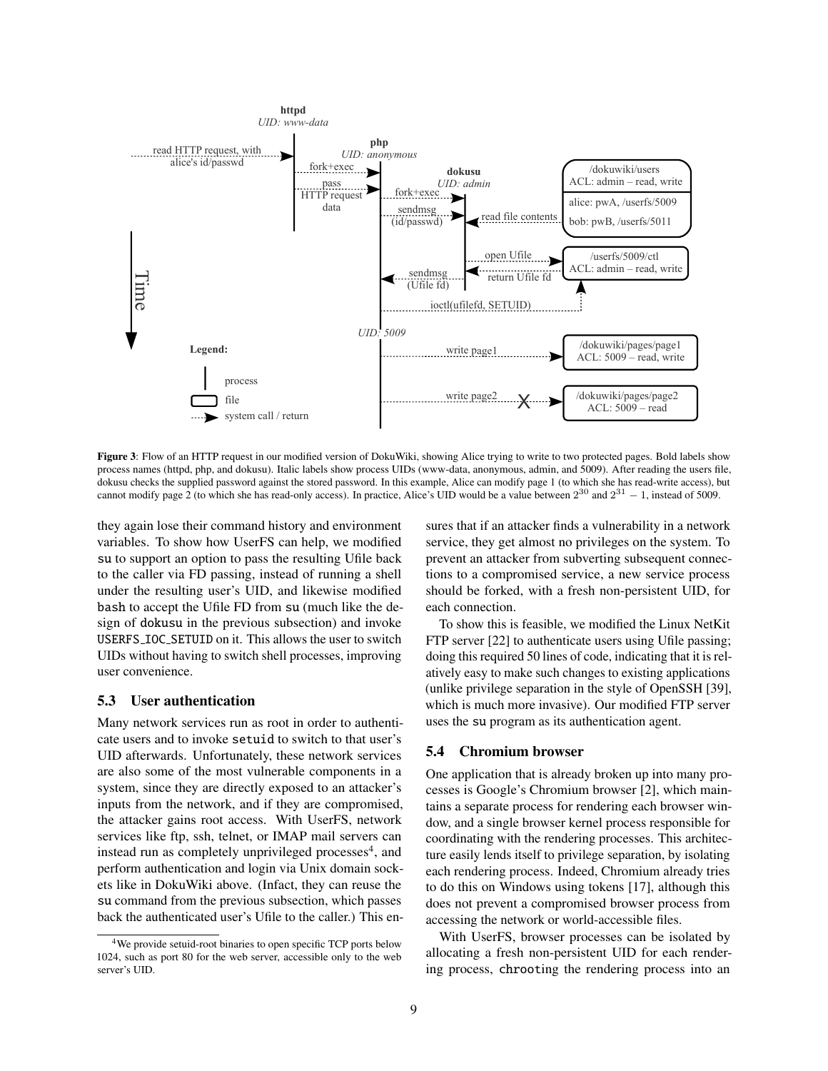**Figure 3**: Flow of an HTTP request in our modified version of DokuWiki, showing Alice trying to write to two protected pages. Bold labels show process names (httpd, php, and dokusu). Italic labels show process UIDs (www-data, anonymous, admin, and 5009). After reading the users file, dokusu checks the supplied password against the stored password. In this example, Alice can modify page 1 (to which she has read-write access), but cannot modify page 2 (to which she has read-only access). In practice, Alice's UID would be a value between $2^{30}$ and $2^{31} - 1$, instead of 5009.

they again lose their command history and environment variables. To show how UserFS can help, we modified su to support an option to pass the resulting Ufile back to the caller via FD passing, instead of running a shell under the resulting user's UID, and likewise modified bash to accept the Ufile FD from su (much like the design of dokusu in the previous subsection) and invoke USERFS_IOC_SETUID on it. This allows the user to switch UIDs without having to switch shell processes, improving user convenience.

### 5.3 User authentication

Many network services run as root in order to authenticate users and to invoke setuid to switch to that user's UID afterwards. Unfortunately, these network services are also some of the most vulnerable components in a system, since they are directly exposed to an attacker's inputs from the network, and if they are compromised, the attacker gains root access. With UserFS, network services like ftp, ssh, telnet, or IMAP mail servers can instead run as completely unprivileged processes[4], and perform authentication and login via Unix domain sockets like in DokuWiki above. (Infact, they can reuse the su command from the previous subsection, which passes back the authenticated user's Ufile to the caller.) This ensures that if an attacker finds a vulnerability in a network service, they get almost no privileges on the system. To prevent an attacker from subverting subsequent connections to a compromised service, a new service process should be forked, with a fresh non-persistent UID, for each connection.

To show this is feasible, we modified the Linux NetKit FTP server [22] to authenticate users using Ufile passing; doing this required 50 lines of code, indicating that it is relatively easy to make such changes to existing applications (unlike privilege separation in the style of OpenSSH [39], which is much more invasive). Our modified FTP server uses the su program as its authentication agent.

### 5.4 Chromium browser

One application that is already broken up into many processes is Google's Chromium browser [2], which maintains a separate process for rendering each browser window, and a single browser kernel process responsible for coordinating with the rendering processes. This architecture easily lends itself to privilege separation, by isolating each rendering process. Indeed, Chromium already tries to do this on Windows using tokens [17], although this does not prevent a compromised browser process from accessing the network or world-accessible files.

With UserFS, browser processes can be isolated by allocating a fresh non-persistent UID for each rendering process, chrooting the rendering process into an

[4] We provide setuid-root binaries to open specific TCP ports below 1024, such as port 80 for the web server, accessible only to the web server's UID.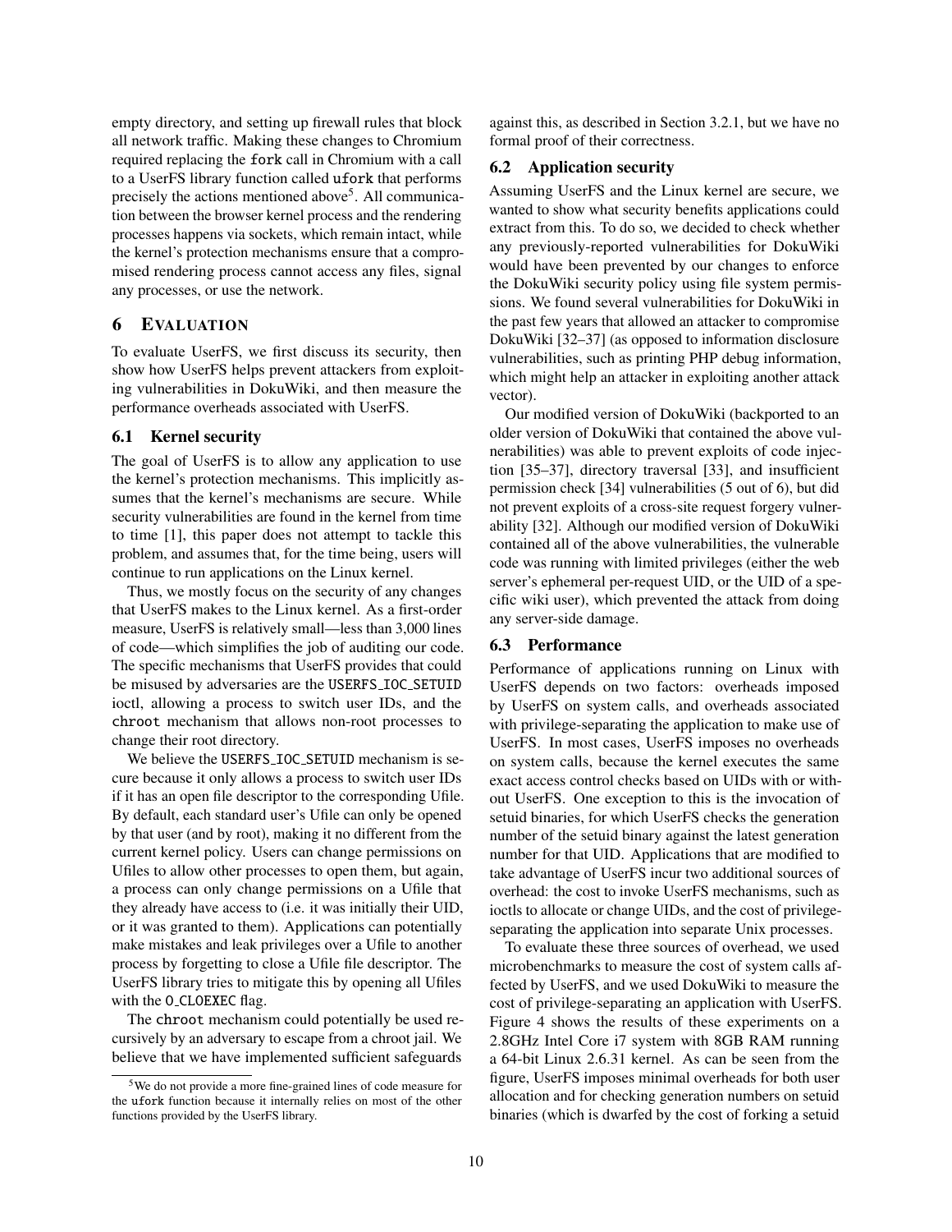empty directory, and setting up firewall rules that block all network traffic. Making these changes to Chromium required replacing the `fork` call in Chromium with a call to a UserFS library function called `ufork` that performs precisely the actions mentioned above[5]. All communication between the browser kernel process and the rendering processes happens via sockets, which remain intact, while the kernel's protection mechanisms ensure that a compromised rendering process cannot access any files, signal any processes, or use the network.

## 6 Evaluation

To evaluate UserFS, we first discuss its security, then show how UserFS helps prevent attackers from exploiting vulnerabilities in DokuWiki, and then measure the performance overheads associated with UserFS.

### 6.1 Kernel security

The goal of UserFS is to allow any application to use the kernel's protection mechanisms. This implicitly assumes that the kernel's mechanisms are secure. While security vulnerabilities are found in the kernel from time to time [1], this paper does not attempt to tackle this problem, and assumes that, for the time being, users will continue to run applications on the Linux kernel.

Thus, we mostly focus on the security of any changes that UserFS makes to the Linux kernel. As a first-order measure, UserFS is relatively small—less than 3,000 lines of code—which simplifies the job of auditing our code. The specific mechanisms that UserFS provides that could be misused by adversaries are the USERFS_IOC_SETUID ioctl, allowing a process to switch user IDs, and the `chroot` mechanism that allows non-root processes to change their root directory.

We believe the USERFS_IOC_SETUID mechanism is secure because it only allows a process to switch user IDs if it has an open file descriptor to the corresponding Ufile. By default, each standard user's Ufile can only be opened by that user (and by root), making it no different from the current kernel policy. Users can change permissions on Ufiles to allow other processes to open them, but again, a process can only change permissions on a Ufile that they already have access to (i.e. it was initially their UID, or it was granted to them). Applications can potentially make mistakes and leak privileges over a Ufile to another process by forgetting to close a Ufile file descriptor. The UserFS library tries to mitigate this by opening all Ufiles with the O_CLOEXEC flag.

The `chroot` mechanism could potentially be used recursively by an adversary to escape from a chroot jail. We believe that we have implemented sufficient safeguards against this, as described in Section 3.2.1, but we have no formal proof of their correctness.

### 6.2 Application security

Assuming UserFS and the Linux kernel are secure, we wanted to show what security benefits applications could extract from this. To do so, we decided to check whether any previously-reported vulnerabilities for DokuWiki would have been prevented by our changes to enforce the DokuWiki security policy using file system permissions. We found several vulnerabilities for DokuWiki in the past few years that allowed an attacker to compromise DokuWiki [32–37] (as opposed to information disclosure vulnerabilities, such as printing PHP debug information, which might help an attacker in exploiting another attack vector).

Our modified version of DokuWiki (backported to an older version of DokuWiki that contained the above vulnerabilities) was able to prevent exploits of code injection [35–37], directory traversal [33], and insufficient permission check [34] vulnerabilities (5 out of 6), but did not prevent exploits of a cross-site request forgery vulnerability [32]. Although our modified version of DokuWiki contained all of the above vulnerabilities, the vulnerable code was running with limited privileges (either the web server's ephemeral per-request UID, or the UID of a specific wiki user), which prevented the attack from doing any server-side damage.

### 6.3 Performance

Performance of applications running on Linux with UserFS depends on two factors: overheads imposed by UserFS on system calls, and overheads associated with privilege-separating the application to make use of UserFS. In most cases, UserFS imposes no overheads on system calls, because the kernel executes the same exact access control checks based on UIDs with or without UserFS. One exception to this is the invocation of setuid binaries, for which UserFS checks the generation number of the setuid binary against the latest generation number for that UID. Applications that are modified to take advantage of UserFS incur two additional sources of overhead: the cost to invoke UserFS mechanisms, such as ioctls to allocate or change UIDs, and the cost of privilege-separating the application into separate Unix processes.

To evaluate these three sources of overhead, we used microbenchmarks to measure the cost of system calls affected by UserFS, and we used DokuWiki to measure the cost of privilege-separating an application with UserFS. Figure 4 shows the results of these experiments on a 2.8GHz Intel Core i7 system with 8GB RAM running a 64-bit Linux 2.6.31 kernel. As can be seen from the figure, UserFS imposes minimal overheads for both user allocation and for checking generation numbers on setuid binaries (which is dwarfed by the cost of forking a setuid

[5] We do not provide a more fine-grained lines of code measure for the `ufork` function because it internally relies on most of the other functions provided by the UserFS library.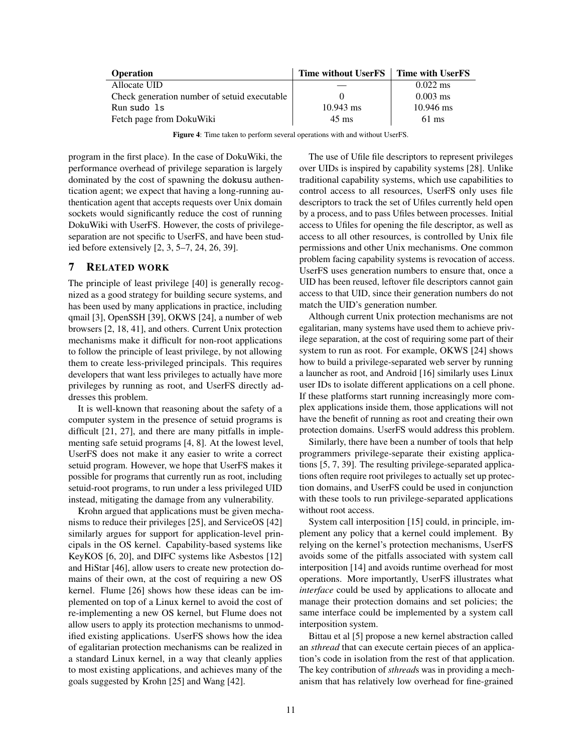| Operation | Time without UserFS | Time with UserFS |
|---|---|---|
| Allocate UID | — | 0.022 ms |
| Check generation number of setuid executable | 0 | 0.003 ms |
| Run `sudo ls` | 10.943 ms | 10.946 ms |
| Fetch page from DokuWiki | 45 ms | 61 ms |

**Figure 4**: Time taken to perform several operations with and without UserFS.

program in the first place). In the case of DokuWiki, the performance overhead of privilege separation is largely dominated by the cost of spawning the `dokusu` authentication agent; we expect that having a long-running authentication agent that accepts requests over Unix domain sockets would significantly reduce the cost of running DokuWiki with UserFS. However, the costs of privilege-separation are not specific to UserFS, and have been studied before extensively [2, 3, 5–7, 24, 26, 39].

## 7 Related work

The principle of least privilege [40] is generally recognized as a good strategy for building secure systems, and has been used by many applications in practice, including qmail [3], OpenSSH [39], OKWS [24], a number of web browsers [2, 18, 41], and others. Current Unix protection mechanisms make it difficult for non-root applications to follow the principle of least privilege, by not allowing them to create less-privileged principals. This requires developers that want less privileges to actually have more privileges by running as root, and UserFS directly addresses this problem.

It is well-known that reasoning about the safety of a computer system in the presence of setuid programs is difficult [21, 27], and there are many pitfalls in implementing safe setuid programs [4, 8]. At the lowest level, UserFS does not make it any easier to write a correct setuid program. However, we hope that UserFS makes it possible for programs that currently run as root, including setuid-root programs, to run under a less privileged UID instead, mitigating the damage from any vulnerability.

Krohn argued that applications must be given mechanisms to reduce their privileges [25], and ServiceOS [42] similarly argues for support for application-level principals in the OS kernel. Capability-based systems like KeyKOS [6, 20], and DIFC systems like Asbestos [12] and HiStar [46], allow users to create new protection domains of their own, at the cost of requiring a new OS kernel. Flume [26] shows how these ideas can be implemented on top of a Linux kernel to avoid the cost of re-implementing a new OS kernel, but Flume does not allow users to apply its protection mechanisms to unmodified existing applications. UserFS shows how the idea of egalitarian protection mechanisms can be realized in a standard Linux kernel, in a way that cleanly applies to most existing applications, and achieves many of the goals suggested by Krohn [25] and Wang [42].

The use of Ufile file descriptors to represent privileges over UIDs is inspired by capability systems [28]. Unlike traditional capability systems, which use capabilities to control access to all resources, UserFS only uses file descriptors to track the set of Ufiles currently held open by a process, and to pass Ufiles between processes. Initial access to Ufiles for opening the file descriptor, as well as access to all other resources, is controlled by Unix file permissions and other Unix mechanisms. One common problem facing capability systems is revocation of access. UserFS uses generation numbers to ensure that, once a UID has been reused, leftover file descriptors cannot gain access to that UID, since their generation numbers do not match the UID's generation number.

Although current Unix protection mechanisms are not egalitarian, many systems have used them to achieve privilege separation, at the cost of requiring some part of their system to run as root. For example, OKWS [24] shows how to build a privilege-separated web server by running a launcher as root, and Android [16] similarly uses Linux user IDs to isolate different applications on a cell phone. If these platforms start running increasingly more complex applications inside them, those applications will not have the benefit of running as root and creating their own protection domains. UserFS would address this problem.

Similarly, there have been a number of tools that help programmers privilege-separate their existing applications [5, 7, 39]. The resulting privilege-separated applications often require root privileges to actually set up protection domains, and UserFS could be used in conjunction with these tools to run privilege-separated applications without root access.

System call interposition [15] could, in principle, implement any policy that a kernel could implement. By relying on the kernel's protection mechanisms, UserFS avoids some of the pitfalls associated with system call interposition [14] and avoids runtime overhead for most operations. More importantly, UserFS illustrates what *interface* could be used by applications to allocate and manage their protection domains and set policies; the same interface could be implemented by a system call interposition system.

Bittau et al [5] propose a new kernel abstraction called an *sthread* that can execute certain pieces of an application's code in isolation from the rest of that application. The key contribution of *sthread*s was in providing a mechanism that has relatively low overhead for fine-grained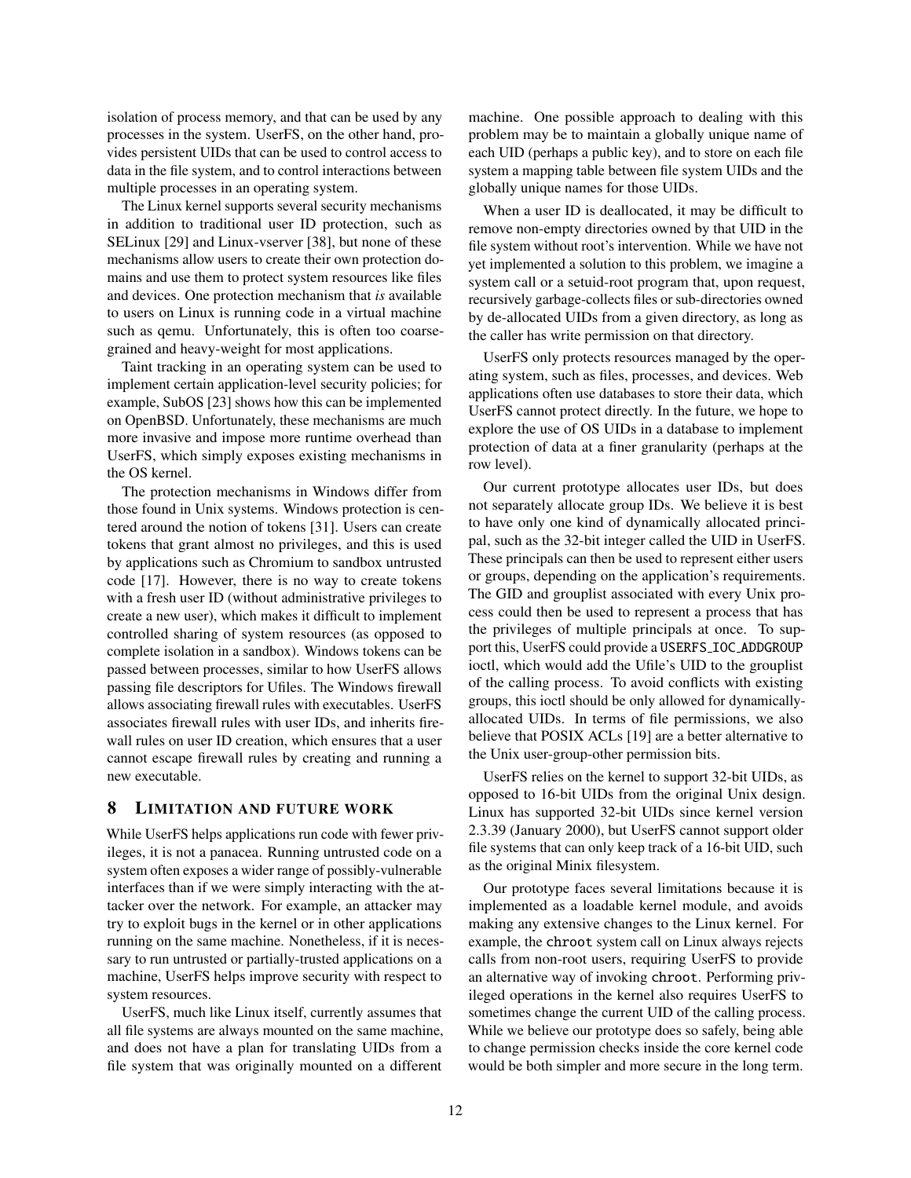isolation of process memory, and that can be used by any processes in the system. UserFS, on the other hand, provides persistent UIDs that can be used to control access to data in the file system, and to control interactions between multiple processes in an operating system.

The Linux kernel supports several security mechanisms in addition to traditional user ID protection, such as SELinux [29] and Linux-vserver [38], but none of these mechanisms allow users to create their own protection domains and use them to protect system resources like files and devices. One protection mechanism that *is* available to users on Linux is running code in a virtual machine such as qemu. Unfortunately, this is often too coarse-grained and heavy-weight for most applications.

Taint tracking in an operating system can be used to implement certain application-level security policies; for example, SubOS [23] shows how this can be implemented on OpenBSD. Unfortunately, these mechanisms are much more invasive and impose more runtime overhead than UserFS, which simply exposes existing mechanisms in the OS kernel.

The protection mechanisms in Windows differ from those found in Unix systems. Windows protection is centered around the notion of tokens [31]. Users can create tokens that grant almost no privileges, and this is used by applications such as Chromium to sandbox untrusted code [17]. However, there is no way to create tokens with a fresh user ID (without administrative privileges to create a new user), which makes it difficult to implement controlled sharing of system resources (as opposed to complete isolation in a sandbox). Windows tokens can be passed between processes, similar to how UserFS allows passing file descriptors for Ufiles. The Windows firewall allows associating firewall rules with executables. UserFS associates firewall rules with user IDs, and inherits firewall rules on user ID creation, which ensures that a user cannot escape firewall rules by creating and running a new executable.

## 8 Limitation and future work

While UserFS helps applications run code with fewer privileges, it is not a panacea. Running untrusted code on a system often exposes a wider range of possibly-vulnerable interfaces than if we were simply interacting with the attacker over the network. For example, an attacker may try to exploit bugs in the kernel or in other applications running on the same machine. Nonetheless, if it is necessary to run untrusted or partially-trusted applications on a machine, UserFS helps improve security with respect to system resources.

UserFS, much like Linux itself, currently assumes that all file systems are always mounted on the same machine, and does not have a plan for translating UIDs from a file system that was originally mounted on a different machine. One possible approach to dealing with this problem may be to maintain a globally unique name of each UID (perhaps a public key), and to store on each file system a mapping table between file system UIDs and the globally unique names for those UIDs.

When a user ID is deallocated, it may be difficult to remove non-empty directories owned by that UID in the file system without root's intervention. While we have not yet implemented a solution to this problem, we imagine a system call or a setuid-root program that, upon request, recursively garbage-collects files or sub-directories owned by de-allocated UIDs from a given directory, as long as the caller has write permission on that directory.

UserFS only protects resources managed by the operating system, such as files, processes, and devices. Web applications often use databases to store their data, which UserFS cannot protect directly. In the future, we hope to explore the use of OS UIDs in a database to implement protection of data at a finer granularity (perhaps at the row level).

Our current prototype allocates user IDs, but does not separately allocate group IDs. We believe it is best to have only one kind of dynamically allocated principal, such as the 32-bit integer called the UID in UserFS. These principals can then be used to represent either users or groups, depending on the application's requirements. The GID and grouplist associated with every Unix process could then be used to represent a process that has the privileges of multiple principals at once. To support this, UserFS could provide a `USERFS_IOC_ADDGROUP` ioctl, which would add the Ufile's UID to the grouplist of the calling process. To avoid conflicts with existing groups, this ioctl should be only allowed for dynamically-allocated UIDs. In terms of file permissions, we also believe that POSIX ACLs [19] are a better alternative to the Unix user-group-other permission bits.

UserFS relies on the kernel to support 32-bit UIDs, as opposed to 16-bit UIDs from the original Unix design. Linux has supported 32-bit UIDs since kernel version 2.3.39 (January 2000), but UserFS cannot support older file systems that can only keep track of a 16-bit UID, such as the original Minix filesystem.

Our prototype faces several limitations because it is implemented as a loadable kernel module, and avoids making any extensive changes to the Linux kernel. For example, the `chroot` system call on Linux always rejects calls from non-root users, requiring UserFS to provide an alternative way of invoking `chroot`. Performing privileged operations in the kernel also requires UserFS to sometimes change the current UID of the calling process. While we believe our prototype does so safely, being able to change permission checks inside the core kernel code would be both simpler and more secure in the long term.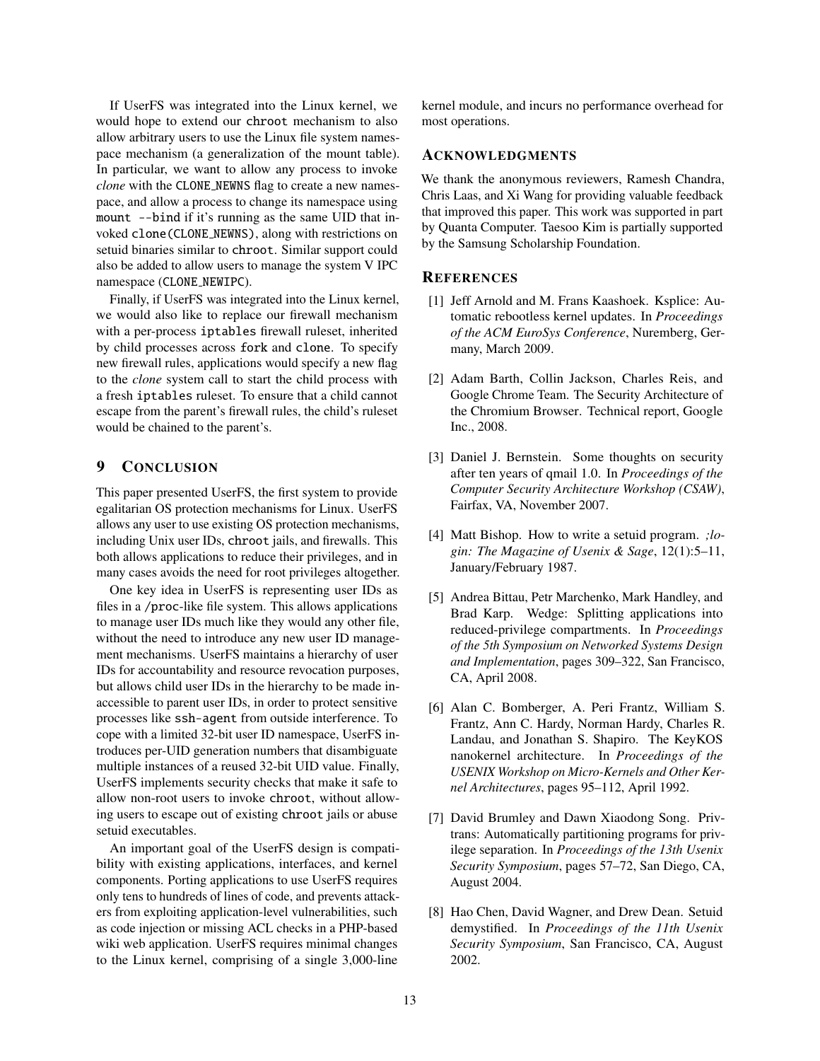If UserFS was integrated into the Linux kernel, we would hope to extend our `chroot` mechanism to also allow arbitrary users to use the Linux file system namespace mechanism (a generalization of the mount table). In particular, we want to allow any process to invoke *clone* with the `CLONE_NEWNS` flag to create a new namespace, and allow a process to change its namespace using `mount --bind` if it's running as the same UID that invoked `clone(CLONE_NEWNS)`, along with restrictions on setuid binaries similar to `chroot`. Similar support could also be added to allow users to manage the system V IPC namespace (`CLONE_NEWIPC`).

Finally, if UserFS was integrated into the Linux kernel, we would also like to replace our firewall mechanism with a per-process `iptables` firewall ruleset, inherited by child processes across `fork` and `clone`. To specify new firewall rules, applications would specify a new flag to the *clone* system call to start the child process with a fresh `iptables` ruleset. To ensure that a child cannot escape from the parent's firewall rules, the child's ruleset would be chained to the parent's.

## 9 Conclusion

This paper presented UserFS, the first system to provide egalitarian OS protection mechanisms for Linux. UserFS allows any user to use existing OS protection mechanisms, including Unix user IDs, `chroot` jails, and firewalls. This both allows applications to reduce their privileges, and in many cases avoids the need for root privileges altogether.

One key idea in UserFS is representing user IDs as files in a `/proc`-like file system. This allows applications to manage user IDs much like they would any other file, without the need to introduce any new user ID management mechanisms. UserFS maintains a hierarchy of user IDs for accountability and resource revocation purposes, but allows child user IDs in the hierarchy to be made inaccessible to parent user IDs, in order to protect sensitive processes like `ssh-agent` from outside interference. To cope with a limited 32-bit user ID namespace, UserFS introduces per-UID generation numbers that disambiguate multiple instances of a reused 32-bit UID value. Finally, UserFS implements security checks that make it safe to allow non-root users to invoke `chroot`, without allowing users to escape out of existing `chroot` jails or abuse setuid executables.

An important goal of the UserFS design is compatibility with existing applications, interfaces, and kernel components. Porting applications to use UserFS requires only tens to hundreds of lines of code, and prevents attackers from exploiting application-level vulnerabilities, such as code injection or missing ACL checks in a PHP-based wiki web application. UserFS requires minimal changes to the Linux kernel, comprising of a single 3,000-line kernel module, and incurs no performance overhead for most operations.

## Acknowledgments

We thank the anonymous reviewers, Ramesh Chandra, Chris Laas, and Xi Wang for providing valuable feedback that improved this paper. This work was supported in part by Quanta Computer. Taesoo Kim is partially supported by the Samsung Scholarship Foundation.

## References

[1] Jeff Arnold and M. Frans Kaashoek. Ksplice: Automatic rebootless kernel updates. In *Proceedings of the ACM EuroSys Conference*, Nuremberg, Germany, March 2009.

[2] Adam Barth, Collin Jackson, Charles Reis, and Google Chrome Team. The Security Architecture of the Chromium Browser. Technical report, Google Inc., 2008.

[3] Daniel J. Bernstein. Some thoughts on security after ten years of qmail 1.0. In *Proceedings of the Computer Security Architecture Workshop (CSAW)*, Fairfax, VA, November 2007.

[4] Matt Bishop. How to write a setuid program. *;login: The Magazine of Usenix & Sage*, 12(1):5–11, January/February 1987.

[5] Andrea Bittau, Petr Marchenko, Mark Handley, and Brad Karp. Wedge: Splitting applications into reduced-privilege compartments. In *Proceedings of the 5th Symposium on Networked Systems Design and Implementation*, pages 309–322, San Francisco, CA, April 2008.

[6] Alan C. Bomberger, A. Peri Frantz, William S. Frantz, Ann C. Hardy, Norman Hardy, Charles R. Landau, and Jonathan S. Shapiro. The KeyKOS nanokernel architecture. In *Proceedings of the USENIX Workshop on Micro-Kernels and Other Kernel Architectures*, pages 95–112, April 1992.

[7] David Brumley and Dawn Xiaodong Song. Privtrans: Automatically partitioning programs for privilege separation. In *Proceedings of the 13th Usenix Security Symposium*, pages 57–72, San Diego, CA, August 2004.

[8] Hao Chen, David Wagner, and Drew Dean. Setuid demystified. In *Proceedings of the 11th Usenix Security Symposium*, San Francisco, CA, August 2002.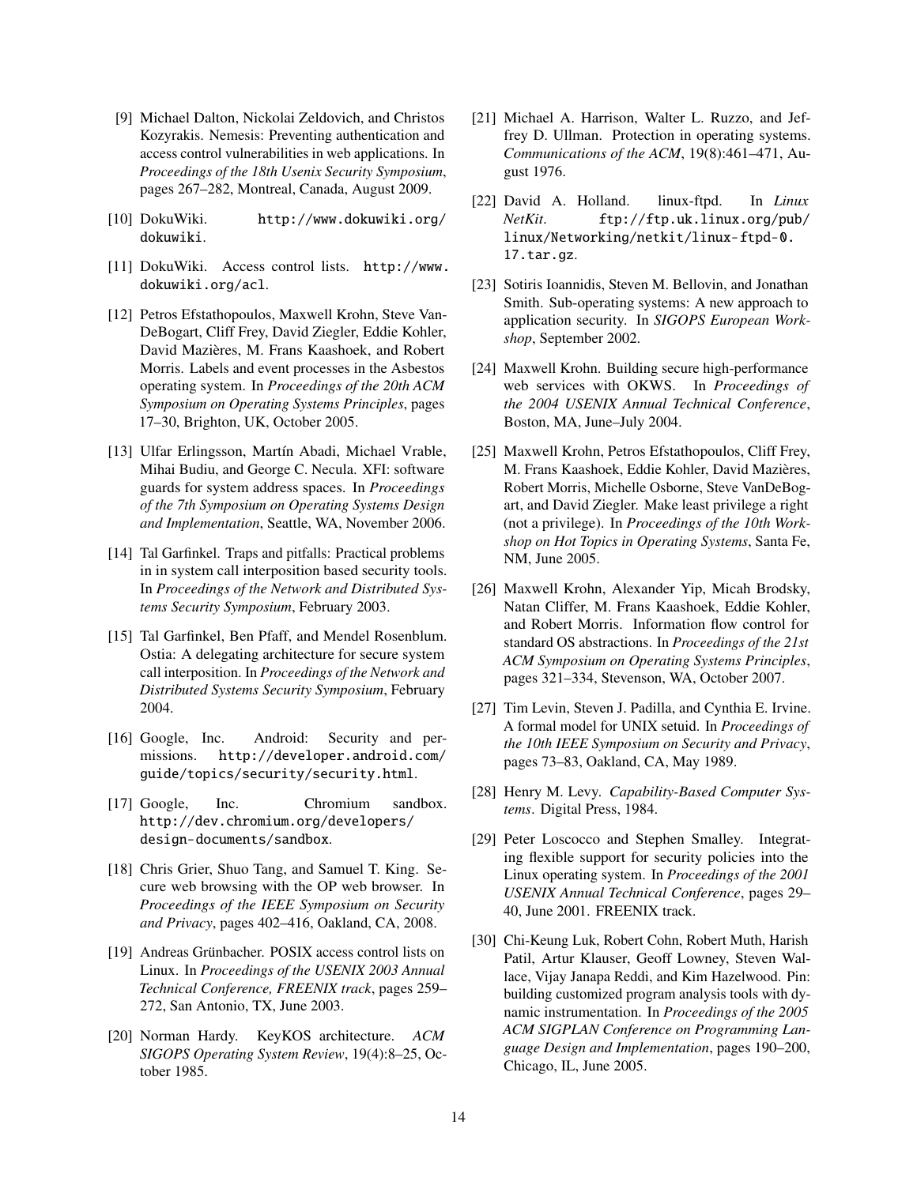[9] Michael Dalton, Nickolai Zeldovich, and Christos Kozyrakis. Nemesis: Preventing authentication and access control vulnerabilities in web applications. In *Proceedings of the 18th Usenix Security Symposium*, pages 267–282, Montreal, Canada, August 2009.

[10] DokuWiki. http://www.dokuwiki.org/dokuwiki.

[11] DokuWiki. Access control lists. http://www.dokuwiki.org/acl.

[12] Petros Efstathopoulos, Maxwell Krohn, Steve VanDeBogart, Cliff Frey, David Ziegler, Eddie Kohler, David Mazières, M. Frans Kaashoek, and Robert Morris. Labels and event processes in the Asbestos operating system. In *Proceedings of the 20th ACM Symposium on Operating Systems Principles*, pages 17–30, Brighton, UK, October 2005.

[13] Ulfar Erlingsson, Martín Abadi, Michael Vrable, Mihai Budiu, and George C. Necula. XFI: software guards for system address spaces. In *Proceedings of the 7th Symposium on Operating Systems Design and Implementation*, Seattle, WA, November 2006.

[14] Tal Garfinkel. Traps and pitfalls: Practical problems in in system call interposition based security tools. In *Proceedings of the Network and Distributed Systems Security Symposium*, February 2003.

[15] Tal Garfinkel, Ben Pfaff, and Mendel Rosenblum. Ostia: A delegating architecture for secure system call interposition. In *Proceedings of the Network and Distributed Systems Security Symposium*, February 2004.

[16] Google, Inc. Android: Security and permissions. http://developer.android.com/guide/topics/security/security.html.

[17] Google, Inc. Chromium sandbox. http://dev.chromium.org/developers/design-documents/sandbox.

[18] Chris Grier, Shuo Tang, and Samuel T. King. Secure web browsing with the OP web browser. In *Proceedings of the IEEE Symposium on Security and Privacy*, pages 402–416, Oakland, CA, 2008.

[19] Andreas Grünbacher. POSIX access control lists on Linux. In *Proceedings of the USENIX 2003 Annual Technical Conference, FREENIX track*, pages 259–272, San Antonio, TX, June 2003.

[20] Norman Hardy. KeyKOS architecture. *ACM SIGOPS Operating System Review*, 19(4):8–25, October 1985.

[21] Michael A. Harrison, Walter L. Ruzzo, and Jeffrey D. Ullman. Protection in operating systems. *Communications of the ACM*, 19(8):461–471, August 1976.

[22] David A. Holland. linux-ftpd. In *Linux NetKit*. ftp://ftp.uk.linux.org/pub/linux/Networking/netkit/linux-ftpd-0.17.tar.gz.

[23] Sotiris Ioannidis, Steven M. Bellovin, and Jonathan Smith. Sub-operating systems: A new approach to application security. In *SIGOPS European Workshop*, September 2002.

[24] Maxwell Krohn. Building secure high-performance web services with OKWS. In *Proceedings of the 2004 USENIX Annual Technical Conference*, Boston, MA, June–July 2004.

[25] Maxwell Krohn, Petros Efstathopoulos, Cliff Frey, M. Frans Kaashoek, Eddie Kohler, David Mazières, Robert Morris, Michelle Osborne, Steve VanDeBogart, and David Ziegler. Make least privilege a right (not a privilege). In *Proceedings of the 10th Workshop on Hot Topics in Operating Systems*, Santa Fe, NM, June 2005.

[26] Maxwell Krohn, Alexander Yip, Micah Brodsky, Natan Cliffer, M. Frans Kaashoek, Eddie Kohler, and Robert Morris. Information flow control for standard OS abstractions. In *Proceedings of the 21st ACM Symposium on Operating Systems Principles*, pages 321–334, Stevenson, WA, October 2007.

[27] Tim Levin, Steven J. Padilla, and Cynthia E. Irvine. A formal model for UNIX setuid. In *Proceedings of the 10th IEEE Symposium on Security and Privacy*, pages 73–83, Oakland, CA, May 1989.

[28] Henry M. Levy. *Capability-Based Computer Systems*. Digital Press, 1984.

[29] Peter Loscocco and Stephen Smalley. Integrating flexible support for security policies into the Linux operating system. In *Proceedings of the 2001 USENIX Annual Technical Conference*, pages 29–40, June 2001. FREENIX track.

[30] Chi-Keung Luk, Robert Cohn, Robert Muth, Harish Patil, Artur Klauser, Geoff Lowney, Steven Wallace, Vijay Janapa Reddi, and Kim Hazelwood. Pin: building customized program analysis tools with dynamic instrumentation. In *Proceedings of the 2005 ACM SIGPLAN Conference on Programming Language Design and Implementation*, pages 190–200, Chicago, IL, June 2005.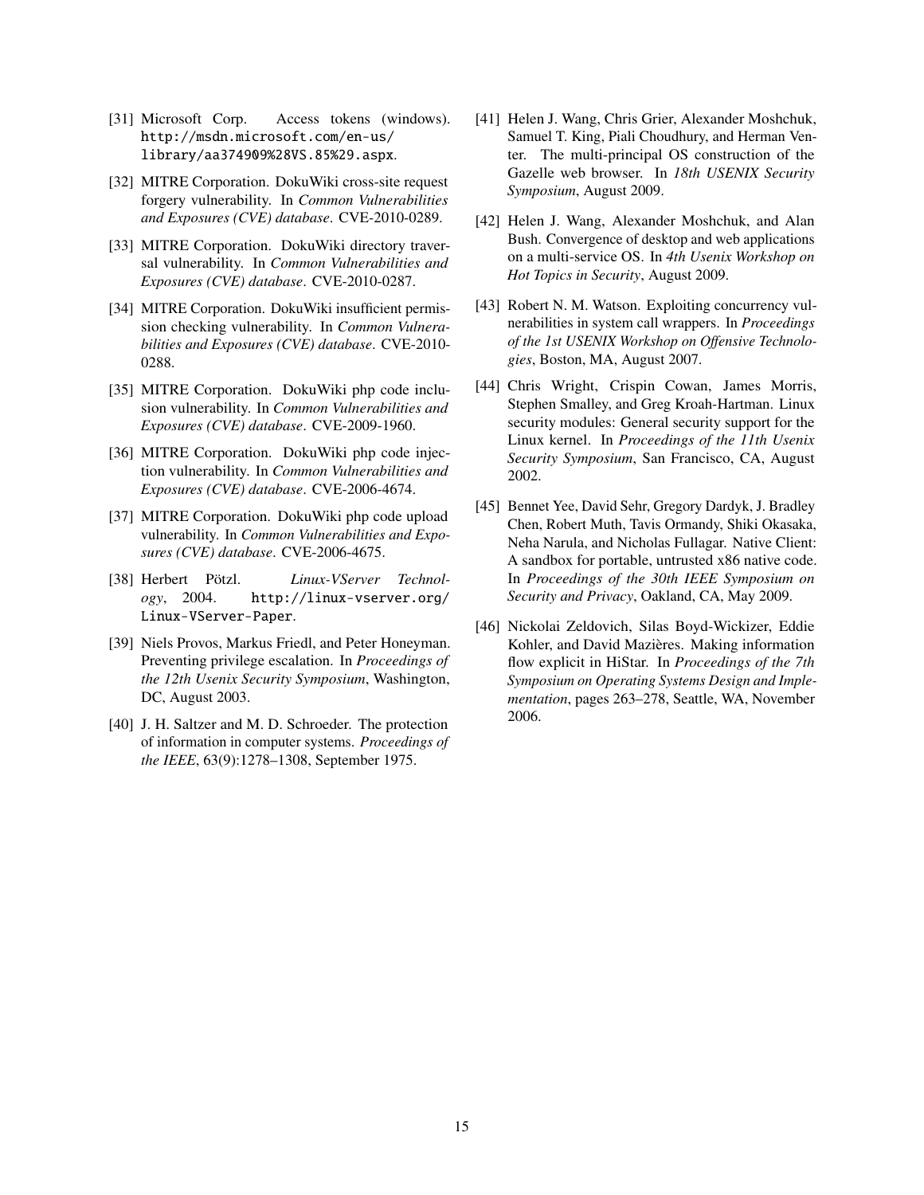[31] Microsoft Corp. Access tokens (windows). http://msdn.microsoft.com/en-us/library/aa374909%28VS.85%29.aspx.

[32] MITRE Corporation. DokuWiki cross-site request forgery vulnerability. In *Common Vulnerabilities and Exposures (CVE) database*. CVE-2010-0289.

[33] MITRE Corporation. DokuWiki directory traversal vulnerability. In *Common Vulnerabilities and Exposures (CVE) database*. CVE-2010-0287.

[34] MITRE Corporation. DokuWiki insufficient permission checking vulnerability. In *Common Vulnerabilities and Exposures (CVE) database*. CVE-2010-0288.

[35] MITRE Corporation. DokuWiki php code inclusion vulnerability. In *Common Vulnerabilities and Exposures (CVE) database*. CVE-2009-1960.

[36] MITRE Corporation. DokuWiki php code injection vulnerability. In *Common Vulnerabilities and Exposures (CVE) database*. CVE-2006-4674.

[37] MITRE Corporation. DokuWiki php code upload vulnerability. In *Common Vulnerabilities and Exposures (CVE) database*. CVE-2006-4675.

[38] Herbert Pötzl. *Linux-VServer Technology*, 2004. http://linux-vserver.org/Linux-VServer-Paper.

[39] Niels Provos, Markus Friedl, and Peter Honeyman. Preventing privilege escalation. In *Proceedings of the 12th Usenix Security Symposium*, Washington, DC, August 2003.

[40] J. H. Saltzer and M. D. Schroeder. The protection of information in computer systems. *Proceedings of the IEEE*, 63(9):1278–1308, September 1975.

[41] Helen J. Wang, Chris Grier, Alexander Moshchuk, Samuel T. King, Piali Choudhury, and Herman Venter. The multi-principal OS construction of the Gazelle web browser. In *18th USENIX Security Symposium*, August 2009.

[42] Helen J. Wang, Alexander Moshchuk, and Alan Bush. Convergence of desktop and web applications on a multi-service OS. In *4th Usenix Workshop on Hot Topics in Security*, August 2009.

[43] Robert N. M. Watson. Exploiting concurrency vulnerabilities in system call wrappers. In *Proceedings of the 1st USENIX Workshop on Offensive Technologies*, Boston, MA, August 2007.

[44] Chris Wright, Crispin Cowan, James Morris, Stephen Smalley, and Greg Kroah-Hartman. Linux security modules: General security support for the Linux kernel. In *Proceedings of the 11th Usenix Security Symposium*, San Francisco, CA, August 2002.

[45] Bennet Yee, David Sehr, Gregory Dardyk, J. Bradley Chen, Robert Muth, Tavis Ormandy, Shiki Okasaka, Neha Narula, and Nicholas Fullagar. Native Client: A sandbox for portable, untrusted x86 native code. In *Proceedings of the 30th IEEE Symposium on Security and Privacy*, Oakland, CA, May 2009.

[46] Nickolai Zeldovich, Silas Boyd-Wickizer, Eddie Kohler, and David Mazières. Making information flow explicit in HiStar. In *Proceedings of the 7th Symposium on Operating Systems Design and Implementation*, pages 263–278, Seattle, WA, November 2006.